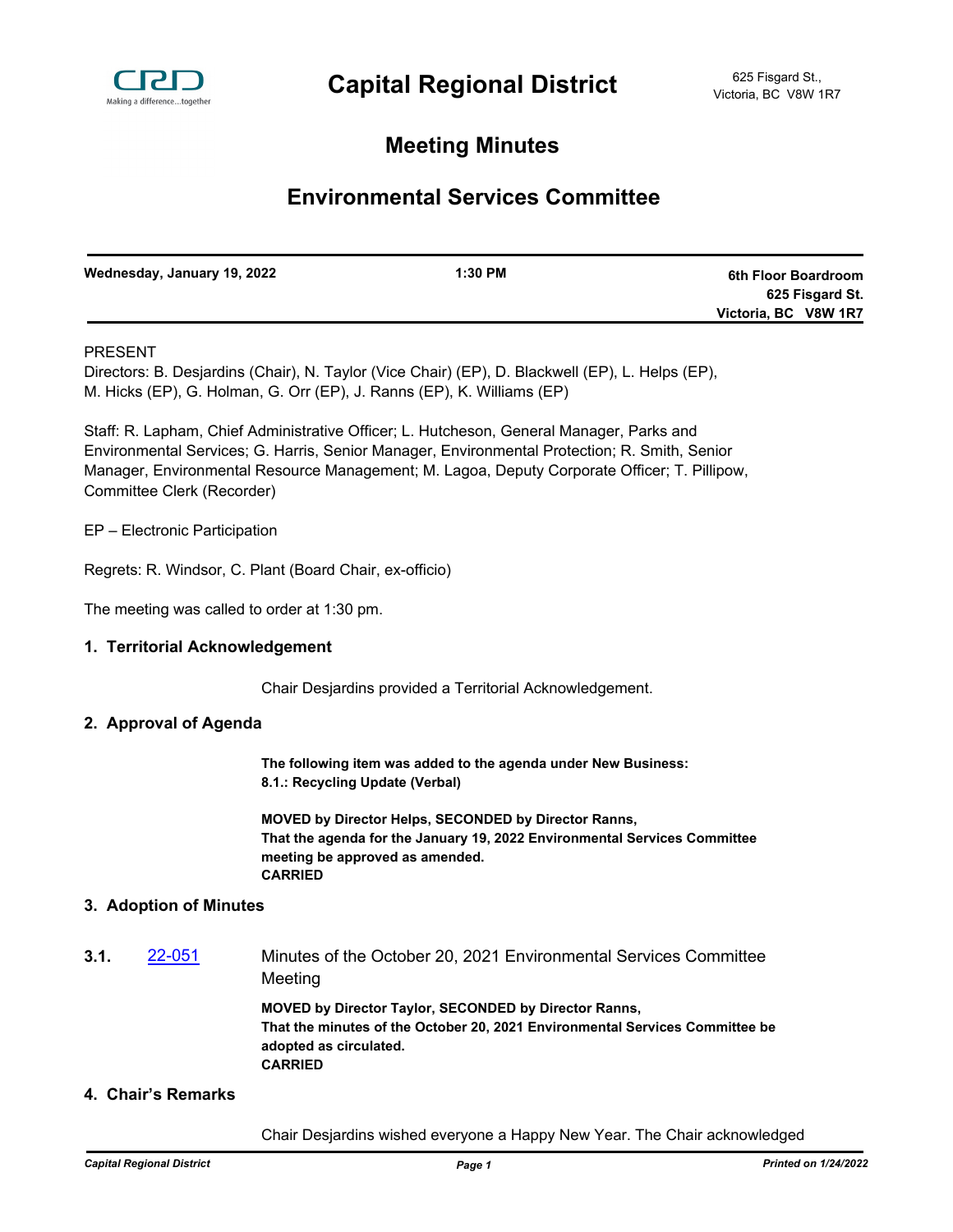# Capital Regional District

625 Fisgard St.,
Victoria, BC V8W 1R7

# Meeting Minutes

## Environmental Services Committee

| **Wednesday, January 19, 2022** | **1:30 PM** | **6th Floor Boardroom 625 Fisgard St. Victoria, BC V8W 1R7** |
|---|---|---|

PRESENT

Directors: B. Desjardins (Chair), N. Taylor (Vice Chair) (EP), D. Blackwell (EP), L. Helps (EP), M. Hicks (EP), G. Holman, G. Orr (EP), J. Ranns (EP), K. Williams (EP)

Staff: R. Lapham, Chief Administrative Officer; L. Hutcheson, General Manager, Parks and Environmental Services; G. Harris, Senior Manager, Environmental Protection; R. Smith, Senior Manager, Environmental Resource Management; M. Lagoa, Deputy Corporate Officer; T. Pillipow, Committee Clerk (Recorder)

EP – Electronic Participation

Regrets: R. Windsor, C. Plant (Board Chair, ex-officio)

The meeting was called to order at 1:30 pm.

### 1. Territorial Acknowledgement

Chair Desjardins provided a Territorial Acknowledgement.

### 2. Approval of Agenda

**The following item was added to the agenda under New Business:**
**8.1.: Recycling Update (Verbal)**

**MOVED by Director Helps, SECONDED by Director Ranns,**
**That the agenda for the January 19, 2022 Environmental Services Committee meeting be approved as amended.**
**CARRIED**

### 3. Adoption of Minutes

**3.1.** 22-051 Minutes of the October 20, 2021 Environmental Services Committee Meeting

**MOVED by Director Taylor, SECONDED by Director Ranns,**
**That the minutes of the October 20, 2021 Environmental Services Committee be adopted as circulated.**
**CARRIED**

### 4. Chair's Remarks

Chair Desjardins wished everyone a Happy New Year. The Chair acknowledged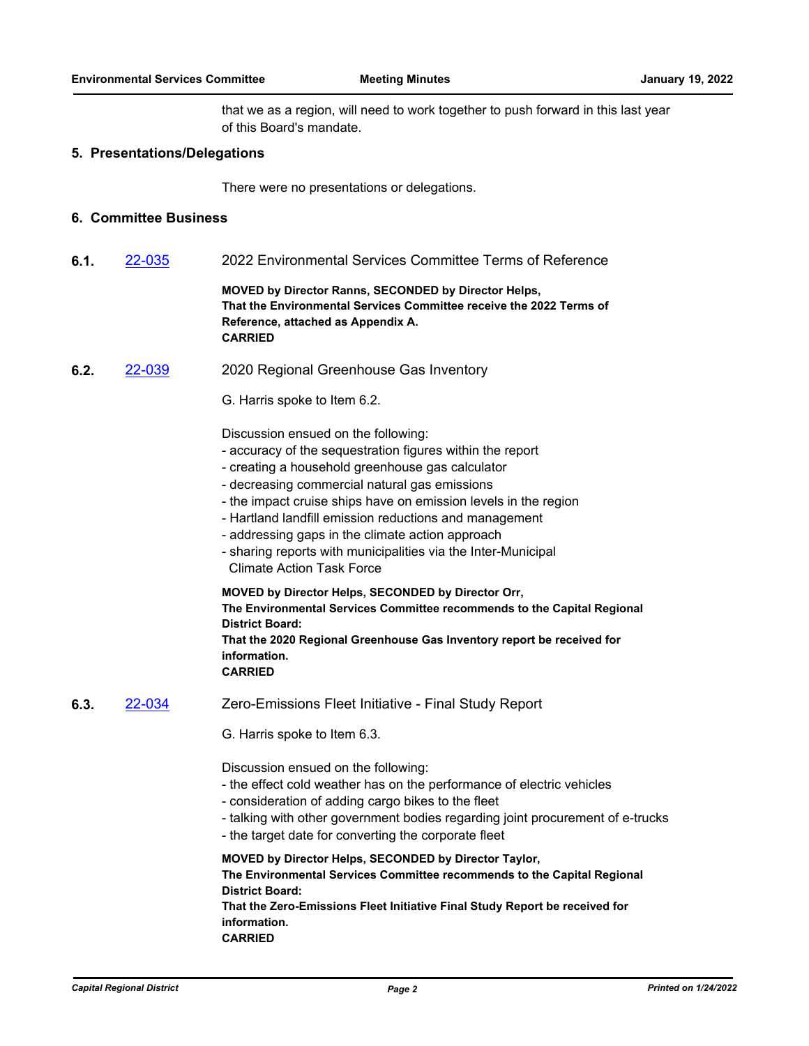that we as a region, will need to work together to push forward in this last year of this Board's mandate.

## 5. Presentations/Delegations

There were no presentations or delegations.

## 6. Committee Business

**6.1.** [22-035](22-035) 2022 Environmental Services Committee Terms of Reference

**MOVED by Director Ranns, SECONDED by Director Helps,**
**That the Environmental Services Committee receive the 2022 Terms of Reference, attached as Appendix A.**
**CARRIED**

**6.2.** [22-039](22-039) 2020 Regional Greenhouse Gas Inventory

G. Harris spoke to Item 6.2.

Discussion ensued on the following:
- accuracy of the sequestration figures within the report
- creating a household greenhouse gas calculator
- decreasing commercial natural gas emissions
- the impact cruise ships have on emission levels in the region
- Hartland landfill emission reductions and management
- addressing gaps in the climate action approach
- sharing reports with municipalities via the Inter-Municipal Climate Action Task Force

**MOVED by Director Helps, SECONDED by Director Orr,**
**The Environmental Services Committee recommends to the Capital Regional District Board:**
**That the 2020 Regional Greenhouse Gas Inventory report be received for information.**
**CARRIED**

**6.3.** [22-034](22-034) Zero-Emissions Fleet Initiative - Final Study Report

G. Harris spoke to Item 6.3.

Discussion ensued on the following:
- the effect cold weather has on the performance of electric vehicles
- consideration of adding cargo bikes to the fleet
- talking with other government bodies regarding joint procurement of e-trucks
- the target date for converting the corporate fleet

**MOVED by Director Helps, SECONDED by Director Taylor,**
**The Environmental Services Committee recommends to the Capital Regional District Board:**
**That the Zero-Emissions Fleet Initiative Final Study Report be received for information.**
**CARRIED**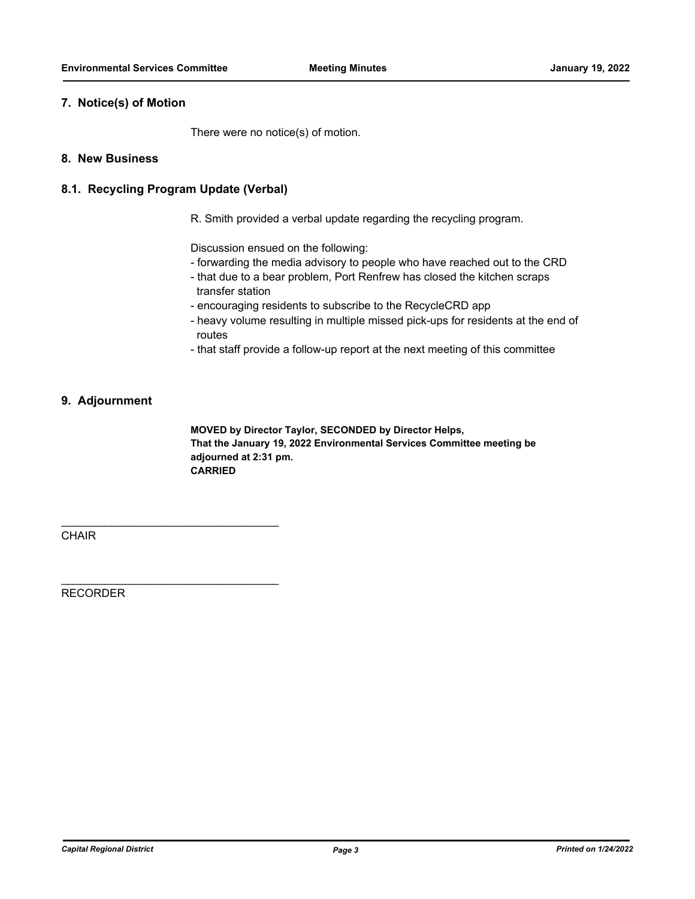## 7. Notice(s) of Motion

There were no notice(s) of motion.

## 8. New Business

### 8.1. Recycling Program Update (Verbal)

R. Smith provided a verbal update regarding the recycling program.

Discussion ensued on the following:
- forwarding the media advisory to people who have reached out to the CRD
- that due to a bear problem, Port Renfrew has closed the kitchen scraps transfer station
- encouraging residents to subscribe to the RecycleCRD app
- heavy volume resulting in multiple missed pick-ups for residents at the end of routes
- that staff provide a follow-up report at the next meeting of this committee

## 9. Adjournment

**MOVED by Director Taylor, SECONDED by Director Helps,**
**That the January 19, 2022 Environmental Services Committee meeting be adjourned at 2:31 pm.**
**CARRIED**

___________________________________
CHAIR

___________________________________
RECORDER